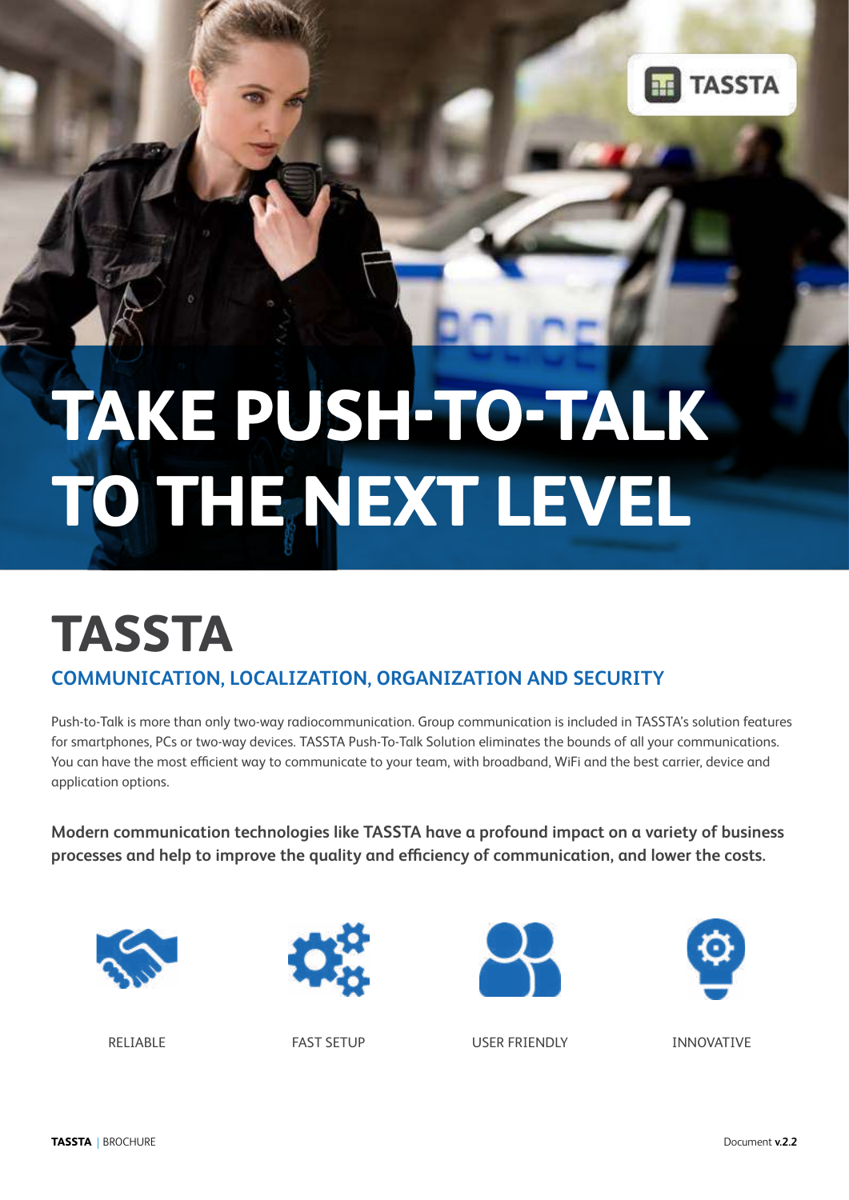# TAKE PUSH-TO-TALK TO THE NEXT LEVEL

# TASSTA

### COMMUNICATION, LOCALIZATION, ORGANIZATION AND SECURITY

Push-to-Talk is more than only two-way radiocommunication. Group communication is included in TASSTA's solution features for smartphones, PCs or two-way devices. TASSTA Push-To-Talk Solution eliminates the bounds of all your communications. You can have the most efficient way to communicate to your team, with broadband, WiFi and the best carrier, device and application options.

**Modern communication technologies like TASSTA have a profound impact on a variety of business processes and help to improve the quality and efficiency of communication, and lower the costs.**

RELIABLE

FAST SETUP

USER FRIENDLY

INNOVATIVE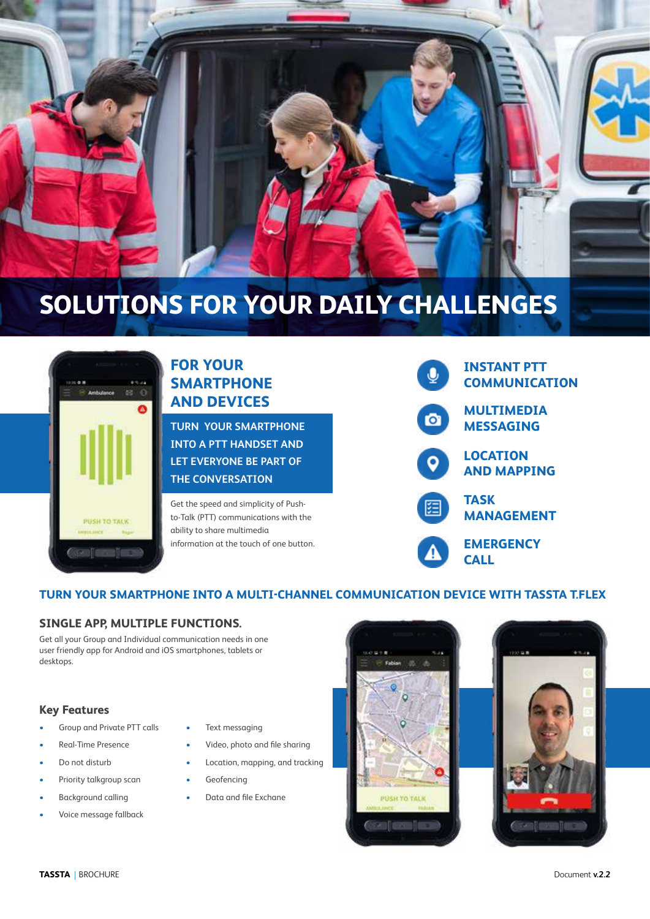# SOLUTIONS FOR YOUR DAILY CHALLENGES

## FOR YOUR SMARTPHONE AND DEVICES

**TURN YOUR SMARTPHONE INTO A PTT HANDSET AND LET EVERYONE BE PART OF THE CONVERSATION**

Get the speed and simplicity of Push-to-Talk (PTT) communications with the ability to share multimedia information at the touch of one button.

- **INSTANT PTT COMMUNICATION**
- **MULTIMEDIA MESSAGING**
- **LOCATION AND MAPPING**
- **TASK MANAGEMENT**
- **EMERGENCY CALL**

## TURN YOUR SMARTPHONE INTO A MULTI-CHANNEL COMMUNICATION DEVICE WITH TASSTA T.FLEX

### SINGLE APP, MULTIPLE FUNCTIONS.

Get all your Group and Individual communication needs in one user friendly app for Android and iOS smartphones, tablets or desktops.

### Key Features

- Group and Private PTT calls
- Real-Time Presence
- Do not disturb
- Priority talkgroup scan
- Background calling
- Voice message fallback
- Text messaging
- Video, photo and file sharing
- Location, mapping, and tracking
- Geofencing
- Data and file Exchane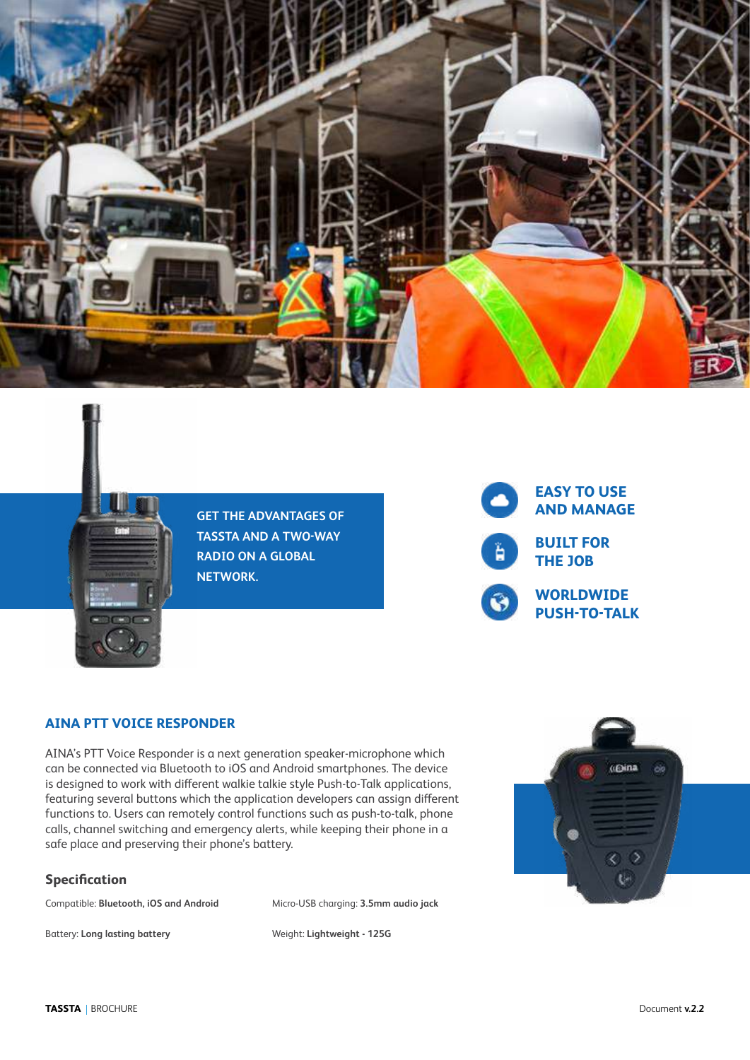GET THE ADVANTAGES OF TASSTA AND A TWO-WAY RADIO ON A GLOBAL NETWORK.

**EASY TO USE AND MANAGE**

**BUILT FOR THE JOB**

**WORLDWIDE PUSH-TO-TALK**

## AINA PTT VOICE RESPONDER

AINA's PTT Voice Responder is a next generation speaker-microphone which can be connected via Bluetooth to iOS and Android smartphones. The device is designed to work with different walkie talkie style Push-to-Talk applications, featuring several buttons which the application developers can assign different functions to. Users can remotely control functions such as push-to-talk, phone calls, channel switching and emergency alerts, while keeping their phone in a safe place and preserving their phone's battery.

### Specification

Compatible: **Bluetooth, iOS and Android**

Micro-USB charging: **3.5mm audio jack**

Battery: **Long lasting battery**

Weight: **Lightweight - 125G**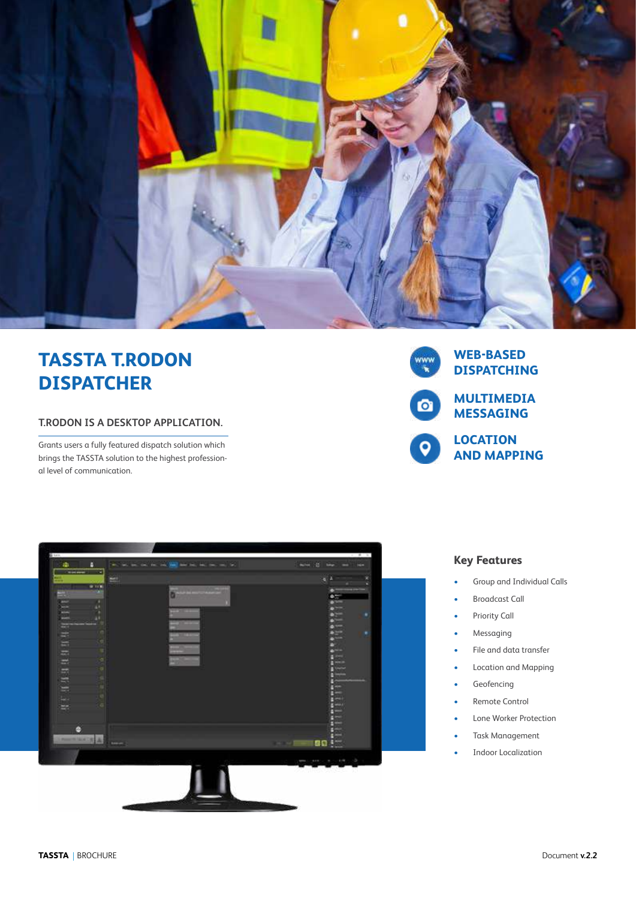# TASSTA T.RODON DISPATCHER

**T.RODON IS A DESKTOP APPLICATION.**

Grants users a fully featured dispatch solution which brings the TASSTA solution to the highest professional level of communication.

## WEB-BASED DISPATCHING

## MULTIMEDIA MESSAGING

## LOCATION AND MAPPING

### Key Features

- Group and Individual Calls
- Broadcast Call
- Priority Call
- Messaging
- File and data transfer
- Location and Mapping
- Geofencing
- Remote Control
- Lone Worker Protection
- Task Management
- Indoor Localization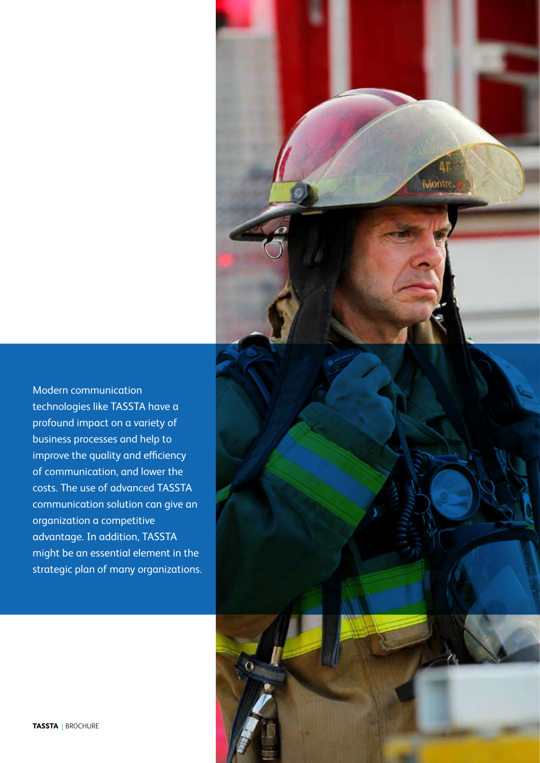Modern communication technologies like TASSTA have a profound impact on a variety of business processes and help to improve the quality and efficiency of communication, and lower the costs. The use of advanced TASSTA communication solution can give an organization a competitive advantage. In addition, TASSTA might be an essential element in the strategic plan of many organizations.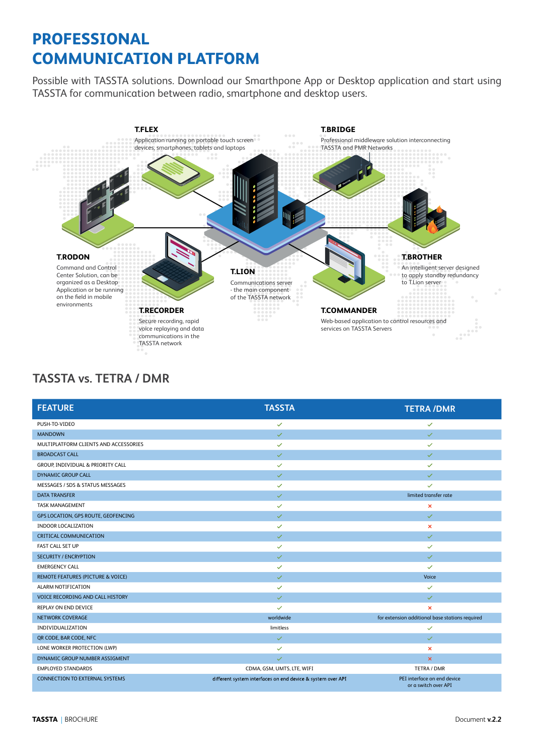# PROFESSIONAL COMMUNICATION PLATFORM

Possible with TASSTA solutions. Download our Smarthpone App or Desktop application and start using TASSTA for communication between radio, smartphone and desktop users.

**T.FLEX**
Application running on portable touch screen devices, smartphones, tablets and laptops

**T.BRIDGE**
Professional middleware solution interconnecting TASSTA and PMR Networks

**T.RODON**
Command and Control Center Solution, can be organized as a Desktop Application or be running on the field in mobile environments

**T.LION**
Communications server - the main component of the TASSTA network

**T.BROTHER**
An intelligent server designed to apply standby redundancy to T.Lion server

**T.RECORDER**
Secure recording, rapid voice replaying and data communications in the TASSTA network

**T.COMMANDER**
Web-based application to control resources and services on TASSTA Servers

## TASSTA vs. TETRA / DMR

| FEATURE | TASSTA | TETRA /DMR |
|---|---|---|
| PUSH-TO-VIDEO | ✓ | ✓ |
| MANDOWN | ✓ | ✓ |
| MULTIPLATFORM CLIENTS AND ACCESSORIES | ✓ | ✓ |
| BROADCAST CALL | ✓ | ✓ |
| GROUP, INDIVIDUAL & PRIORITY CALL | ✓ | ✓ |
| DYNAMIC GROUP CALL | ✓ | ✓ |
| MESSAGES / SDS & STATUS MESSAGES | ✓ | ✓ |
| DATA TRANSFER | ✓ | limited transfer rate |
| TASK MANAGEMENT | ✓ | ✗ |
| GPS LOCATION, GPS ROUTE, GEOFENCING | ✓ | ✓ |
| INDOOR LOCALIZATION | ✓ | ✗ |
| CRITICAL COMMUNICATION | ✓ | ✓ |
| FAST CALL SET UP | ✓ | ✓ |
| SECURITY / ENCRYPTION | ✓ | ✓ |
| EMERGENCY CALL | ✓ | ✓ |
| REMOTE FEATURES (PICTURE & VOICE) | ✓ | Voice |
| ALARM NOTIFICATION | ✓ | ✓ |
| VOICE RECORDING AND CALL HISTORY | ✓ | ✓ |
| REPLAY ON END DEVICE | ✓ | ✗ |
| NETWORK COVERAGE | worldwide | for extension additional base stations required |
| INDIVIDUALIZATION | limitless | ✓ |
| QR CODE, BAR CODE, NFC | ✓ | ✓ |
| LONE WORKER PROTECTION (LWP) | ✓ | ✗ |
| DYNAMIC GROUP NUMBER ASSIGMENT | ✓ | ✗ |
| EMPLOYED STANDARDS | CDMA, GSM, UMTS, LTE, WIFI | TETRA / DMR |
| CONNECTION TO EXTERNAL SYSTEMS | different system interfaces on end device & system over API | PEI interface on end device or a switch over API |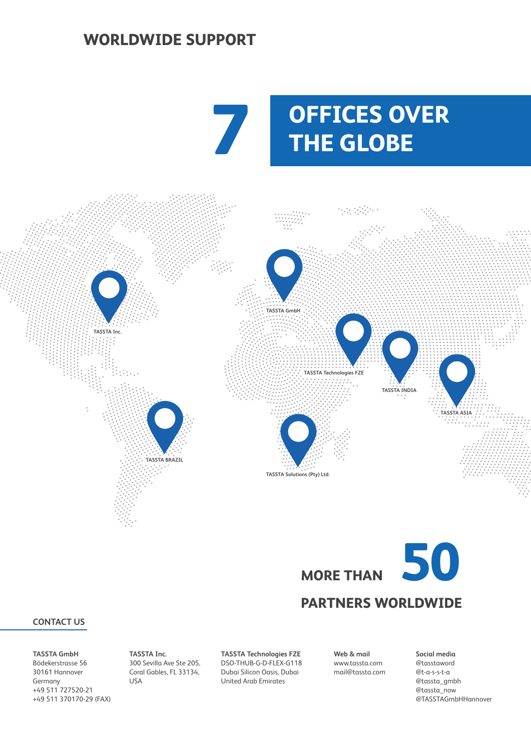# WORLDWIDE SUPPORT

## 7 OFFICES OVER THE GLOBE

TASSTA Inc.
TASSTA GmbH
TASSTA Technologies FZE
TASSTA INDIA
TASSTA ASIA
TASSTA BRAZIL
TASSTA Solutions (Pty) Ltd.

## MORE THAN 50 PARTNERS WORLDWIDE

### CONTACT US

**TASSTA GmbH**
Bödekerstrasse 56
30161 Hannover
Germany
+49 511 727520-21
+49 511 370170-29 (FAX)

**TASSTA Inc.**
300 Sevilla Ave Ste 205,
Coral Gables, FL 33134,
USA

**TASSTA Technologies FZE**
DSO-THUB-G-D-FLEX-G118
Dubai Silicon Oasis, Dubai
United Arab Emirates

**Web & mail**
www.tassta.com
mail@tassta.com

**Social media**
@tasstaword
@t-a-s-s-t-a
@tassta_gmbh
@tassta_now
@TASSTAGmbHHannover